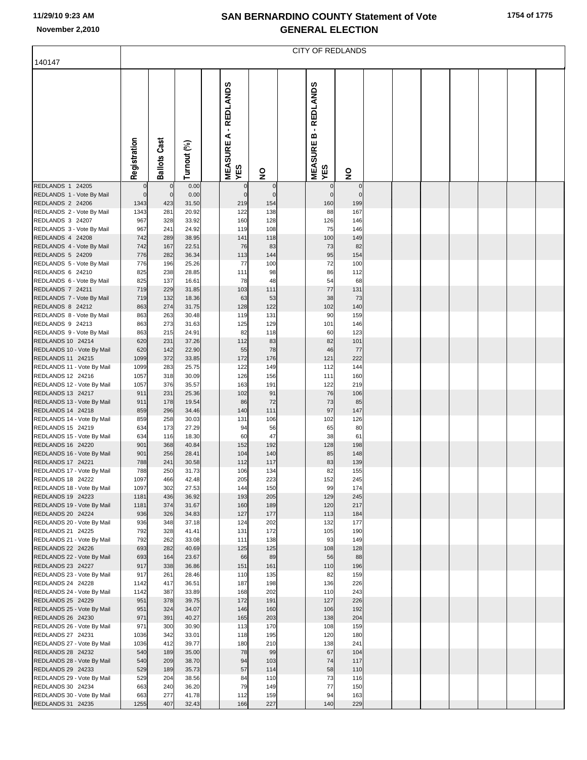# SAN BERNARDINO COUNTY Statement of Vote
## GENERAL ELECTION

11/29/10 9:23 AM
November 2,2010

CITY OF REDLANDS

140147

| | Registration | Ballots Cast | Turnout (%) | MEASURE A - REDLANDS YES | NO | MEASURE B - REDLANDS YES | NO |
|---|---|---|---|---|---|---|---|
| REDLANDS 1 24205 | 0 | 0 | 0.00 | 0 | 0 | 0 | 0 |
| REDLANDS 1 - Vote By Mail | 0 | 0 | 0.00 | 0 | 0 | 0 | 0 |
| REDLANDS 2 24206 | 1343 | 423 | 31.50 | 219 | 154 | 160 | 199 |
| REDLANDS 2 - Vote By Mail | 1343 | 281 | 20.92 | 122 | 138 | 88 | 167 |
| REDLANDS 3 24207 | 967 | 328 | 33.92 | 160 | 128 | 126 | 146 |
| REDLANDS 3 - Vote By Mail | 967 | 241 | 24.92 | 119 | 108 | 75 | 146 |
| REDLANDS 4 24208 | 742 | 289 | 38.95 | 141 | 118 | 100 | 149 |
| REDLANDS 4 - Vote By Mail | 742 | 167 | 22.51 | 76 | 83 | 73 | 82 |
| REDLANDS 5 24209 | 776 | 282 | 36.34 | 113 | 144 | 95 | 154 |
| REDLANDS 5 - Vote By Mail | 776 | 196 | 25.26 | 77 | 100 | 72 | 100 |
| REDLANDS 6 24210 | 825 | 238 | 28.85 | 111 | 98 | 86 | 112 |
| REDLANDS 6 - Vote By Mail | 825 | 137 | 16.61 | 78 | 48 | 54 | 68 |
| REDLANDS 7 24211 | 719 | 229 | 31.85 | 103 | 111 | 77 | 131 |
| REDLANDS 7 - Vote By Mail | 719 | 132 | 18.36 | 63 | 53 | 38 | 73 |
| REDLANDS 8 24212 | 863 | 274 | 31.75 | 128 | 122 | 102 | 140 |
| REDLANDS 8 - Vote By Mail | 863 | 263 | 30.48 | 119 | 131 | 90 | 159 |
| REDLANDS 9 24213 | 863 | 273 | 31.63 | 125 | 129 | 101 | 146 |
| REDLANDS 9 - Vote By Mail | 863 | 215 | 24.91 | 82 | 118 | 60 | 123 |
| REDLANDS 10 24214 | 620 | 231 | 37.26 | 112 | 83 | 82 | 101 |
| REDLANDS 10 - Vote By Mail | 620 | 142 | 22.90 | 55 | 78 | 46 | 77 |
| REDLANDS 11 24215 | 1099 | 372 | 33.85 | 172 | 176 | 121 | 222 |
| REDLANDS 11 - Vote By Mail | 1099 | 283 | 25.75 | 122 | 149 | 112 | 144 |
| REDLANDS 12 24216 | 1057 | 318 | 30.09 | 126 | 156 | 111 | 160 |
| REDLANDS 12 - Vote By Mail | 1057 | 376 | 35.57 | 163 | 191 | 122 | 219 |
| REDLANDS 13 24217 | 911 | 231 | 25.36 | 102 | 91 | 76 | 106 |
| REDLANDS 13 - Vote By Mail | 911 | 178 | 19.54 | 86 | 72 | 73 | 85 |
| REDLANDS 14 24218 | 859 | 296 | 34.46 | 140 | 111 | 97 | 147 |
| REDLANDS 14 - Vote By Mail | 859 | 258 | 30.03 | 131 | 106 | 102 | 126 |
| REDLANDS 15 24219 | 634 | 173 | 27.29 | 94 | 56 | 65 | 80 |
| REDLANDS 15 - Vote By Mail | 634 | 116 | 18.30 | 60 | 47 | 38 | 61 |
| REDLANDS 16 24220 | 901 | 368 | 40.84 | 152 | 192 | 128 | 198 |
| REDLANDS 16 - Vote By Mail | 901 | 256 | 28.41 | 104 | 140 | 85 | 148 |
| REDLANDS 17 24221 | 788 | 241 | 30.58 | 112 | 117 | 83 | 139 |
| REDLANDS 17 - Vote By Mail | 788 | 250 | 31.73 | 106 | 134 | 82 | 155 |
| REDLANDS 18 24222 | 1097 | 466 | 42.48 | 205 | 223 | 152 | 245 |
| REDLANDS 18 - Vote By Mail | 1097 | 302 | 27.53 | 144 | 150 | 99 | 174 |
| REDLANDS 19 24223 | 1181 | 436 | 36.92 | 193 | 205 | 129 | 245 |
| REDLANDS 19 - Vote By Mail | 1181 | 374 | 31.67 | 160 | 189 | 120 | 217 |
| REDLANDS 20 24224 | 936 | 326 | 34.83 | 127 | 177 | 113 | 184 |
| REDLANDS 20 - Vote By Mail | 936 | 348 | 37.18 | 124 | 202 | 132 | 177 |
| REDLANDS 21 24225 | 792 | 328 | 41.41 | 131 | 172 | 105 | 190 |
| REDLANDS 21 - Vote By Mail | 792 | 262 | 33.08 | 111 | 138 | 93 | 149 |
| REDLANDS 22 24226 | 693 | 282 | 40.69 | 125 | 125 | 108 | 128 |
| REDLANDS 22 - Vote By Mail | 693 | 164 | 23.67 | 66 | 89 | 56 | 88 |
| REDLANDS 23 24227 | 917 | 338 | 36.86 | 151 | 161 | 110 | 196 |
| REDLANDS 23 - Vote By Mail | 917 | 261 | 28.46 | 110 | 135 | 82 | 159 |
| REDLANDS 24 24228 | 1142 | 417 | 36.51 | 187 | 198 | 136 | 226 |
| REDLANDS 24 - Vote By Mail | 1142 | 387 | 33.89 | 168 | 202 | 110 | 243 |
| REDLANDS 25 24229 | 951 | 378 | 39.75 | 172 | 191 | 127 | 226 |
| REDLANDS 25 - Vote By Mail | 951 | 324 | 34.07 | 146 | 160 | 106 | 192 |
| REDLANDS 26 24230 | 971 | 391 | 40.27 | 165 | 203 | 138 | 204 |
| REDLANDS 26 - Vote By Mail | 971 | 300 | 30.90 | 113 | 170 | 108 | 159 |
| REDLANDS 27 24231 | 1036 | 342 | 33.01 | 118 | 195 | 120 | 180 |
| REDLANDS 27 - Vote By Mail | 1036 | 412 | 39.77 | 180 | 210 | 138 | 241 |
| REDLANDS 28 24232 | 540 | 189 | 35.00 | 78 | 99 | 67 | 104 |
| REDLANDS 28 - Vote By Mail | 540 | 209 | 38.70 | 94 | 103 | 74 | 117 |
| REDLANDS 29 24233 | 529 | 189 | 35.73 | 57 | 114 | 58 | 110 |
| REDLANDS 29 - Vote By Mail | 529 | 204 | 38.56 | 84 | 110 | 73 | 116 |
| REDLANDS 30 24234 | 663 | 240 | 36.20 | 79 | 149 | 77 | 150 |
| REDLANDS 30 - Vote By Mail | 663 | 277 | 41.78 | 112 | 159 | 94 | 163 |
| REDLANDS 31 24235 | 1255 | 407 | 32.43 | 166 | 227 | 140 | 229 |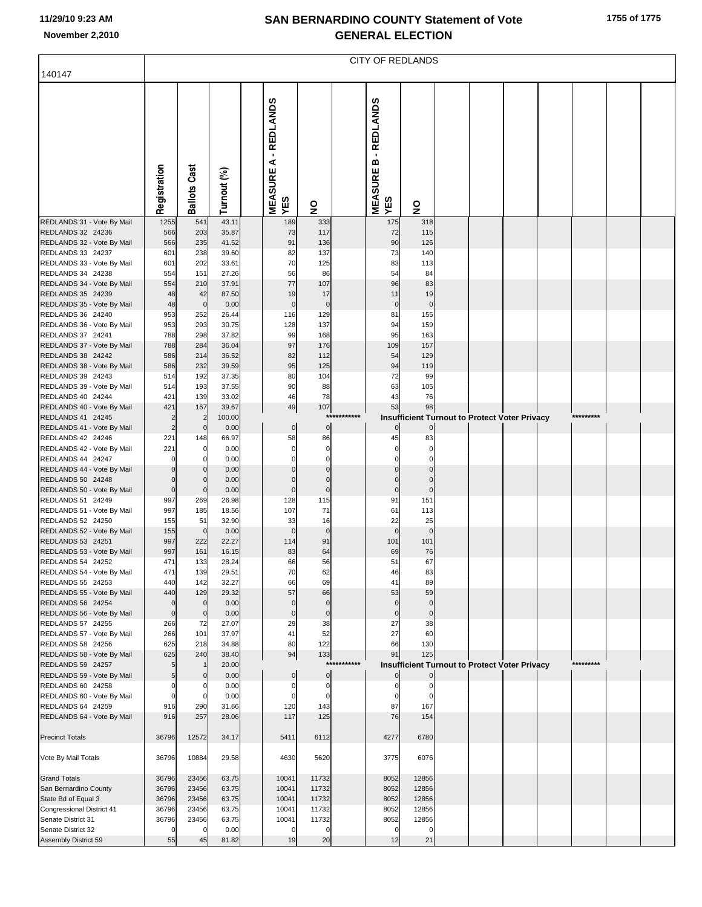# SAN BERNARDINO COUNTY Statement of Vote
## GENERAL ELECTION

November 2,2010

140147

CITY OF REDLANDS

| | Registration | Ballots Cast | Turnout (%) | | MEASURE A - REDLANDS YES | NO | | MEASURE B - REDLANDS YES | NO |
|---|---|---|---|---|---|---|---|---|---|
| REDLANDS 31 - Vote By Mail | 1255 | 541 | 43.11 | | 189 | 333 | | 175 | 318 |
| REDLANDS 32 24236 | 566 | 203 | 35.87 | | 73 | 117 | | 72 | 115 |
| REDLANDS 32 - Vote By Mail | 566 | 235 | 41.52 | | 91 | 136 | | 90 | 126 |
| REDLANDS 33 24237 | 601 | 238 | 39.60 | | 82 | 137 | | 73 | 140 |
| REDLANDS 33 - Vote By Mail | 601 | 202 | 33.61 | | 70 | 125 | | 83 | 113 |
| REDLANDS 34 24238 | 554 | 151 | 27.26 | | 56 | 86 | | 54 | 84 |
| REDLANDS 34 - Vote By Mail | 554 | 210 | 37.91 | | 77 | 107 | | 96 | 83 |
| REDLANDS 35 24239 | 48 | 42 | 87.50 | | 19 | 17 | | 11 | 19 |
| REDLANDS 35 - Vote By Mail | 48 | 0 | 0.00 | | 0 | 0 | | 0 | 0 |
| REDLANDS 36 24240 | 953 | 252 | 26.44 | | 116 | 129 | | 81 | 155 |
| REDLANDS 36 - Vote By Mail | 953 | 293 | 30.75 | | 128 | 137 | | 94 | 159 |
| REDLANDS 37 24241 | 788 | 298 | 37.82 | | 99 | 168 | | 95 | 163 |
| REDLANDS 37 - Vote By Mail | 788 | 284 | 36.04 | | 97 | 176 | | 109 | 157 |
| REDLANDS 38 24242 | 586 | 214 | 36.52 | | 82 | 112 | | 54 | 129 |
| REDLANDS 38 - Vote By Mail | 586 | 232 | 39.59 | | 95 | 125 | | 94 | 119 |
| REDLANDS 39 24243 | 514 | 192 | 37.35 | | 80 | 104 | | 72 | 99 |
| REDLANDS 39 - Vote By Mail | 514 | 193 | 37.55 | | 90 | 88 | | 63 | 105 |
| REDLANDS 40 24244 | 421 | 139 | 33.02 | | 46 | 78 | | 43 | 76 |
| REDLANDS 40 - Vote By Mail | 421 | 167 | 39.67 | | 49 | 107 | | 53 | 98 |
| REDLANDS 41 24245 | 2 | 2 | 100.00 | | | | *********** | Insufficient Turnout to Protect Voter Privacy | ********* |
| REDLANDS 41 - Vote By Mail | 2 | 0 | 0.00 | | 0 | 0 | | 0 | 0 |
| REDLANDS 42 24246 | 221 | 148 | 66.97 | | 58 | 86 | | 45 | 83 |
| REDLANDS 42 - Vote By Mail | 221 | 0 | 0.00 | | 0 | 0 | | 0 | 0 |
| REDLANDS 44 24247 | 0 | 0 | 0.00 | | 0 | 0 | | 0 | 0 |
| REDLANDS 44 - Vote By Mail | 0 | 0 | 0.00 | | 0 | 0 | | 0 | 0 |
| REDLANDS 50 24248 | 0 | 0 | 0.00 | | 0 | 0 | | 0 | 0 |
| REDLANDS 50 - Vote By Mail | 0 | 0 | 0.00 | | 0 | 0 | | 0 | 0 |
| REDLANDS 51 24249 | 997 | 269 | 26.98 | | 128 | 115 | | 91 | 151 |
| REDLANDS 51 - Vote By Mail | 997 | 185 | 18.56 | | 107 | 71 | | 61 | 113 |
| REDLANDS 52 24250 | 155 | 51 | 32.90 | | 33 | 16 | | 22 | 25 |
| REDLANDS 52 - Vote By Mail | 155 | 0 | 0.00 | | 0 | 0 | | 0 | 0 |
| REDLANDS 53 24251 | 997 | 222 | 22.27 | | 114 | 91 | | 101 | 101 |
| REDLANDS 53 - Vote By Mail | 997 | 161 | 16.15 | | 83 | 64 | | 69 | 76 |
| REDLANDS 54 24252 | 471 | 133 | 28.24 | | 66 | 56 | | 51 | 67 |
| REDLANDS 54 - Vote By Mail | 471 | 139 | 29.51 | | 70 | 62 | | 46 | 83 |
| REDLANDS 55 24253 | 440 | 142 | 32.27 | | 66 | 69 | | 41 | 89 |
| REDLANDS 55 - Vote By Mail | 440 | 129 | 29.32 | | 57 | 66 | | 53 | 59 |
| REDLANDS 56 24254 | 0 | 0 | 0.00 | | 0 | 0 | | 0 | 0 |
| REDLANDS 56 - Vote By Mail | 0 | 0 | 0.00 | | 0 | 0 | | 0 | 0 |
| REDLANDS 57 24255 | 266 | 72 | 27.07 | | 29 | 38 | | 27 | 38 |
| REDLANDS 57 - Vote By Mail | 266 | 101 | 37.97 | | 41 | 52 | | 27 | 60 |
| REDLANDS 58 24256 | 625 | 218 | 34.88 | | 80 | 122 | | 66 | 130 |
| REDLANDS 58 - Vote By Mail | 625 | 240 | 38.40 | | 94 | 133 | | 91 | 125 |
| REDLANDS 59 24257 | 5 | 1 | 20.00 | | | | *********** | Insufficient Turnout to Protect Voter Privacy | ********* |
| REDLANDS 59 - Vote By Mail | 5 | 0 | 0.00 | | 0 | 0 | | 0 | 0 |
| REDLANDS 60 24258 | 0 | 0 | 0.00 | | 0 | 0 | | 0 | 0 |
| REDLANDS 60 - Vote By Mail | 0 | 0 | 0.00 | | 0 | 0 | | 0 | 0 |
| REDLANDS 64 24259 | 916 | 290 | 31.66 | | 120 | 143 | | 87 | 167 |
| REDLANDS 64 - Vote By Mail | 916 | 257 | 28.06 | | 117 | 125 | | 76 | 154 |
| Precinct Totals | 36796 | 12572 | 34.17 | | 5411 | 6112 | | 4277 | 6780 |
| Vote By Mail Totals | 36796 | 10884 | 29.58 | | 4630 | 5620 | | 3775 | 6076 |
| Grand Totals | 36796 | 23456 | 63.75 | | 10041 | 11732 | | 8052 | 12856 |
| San Bernardino County | 36796 | 23456 | 63.75 | | 10041 | 11732 | | 8052 | 12856 |
| State Bd of Equal 3 | 36796 | 23456 | 63.75 | | 10041 | 11732 | | 8052 | 12856 |
| Congressional District 41 | 36796 | 23456 | 63.75 | | 10041 | 11732 | | 8052 | 12856 |
| Senate District 31 | 36796 | 23456 | 63.75 | | 10041 | 11732 | | 8052 | 12856 |
| Senate District 32 | 0 | 0 | 0.00 | | 0 | 0 | | 0 | 0 |
| Assembly District 59 | 55 | 45 | 81.82 | | 19 | 20 | | 12 | 21 |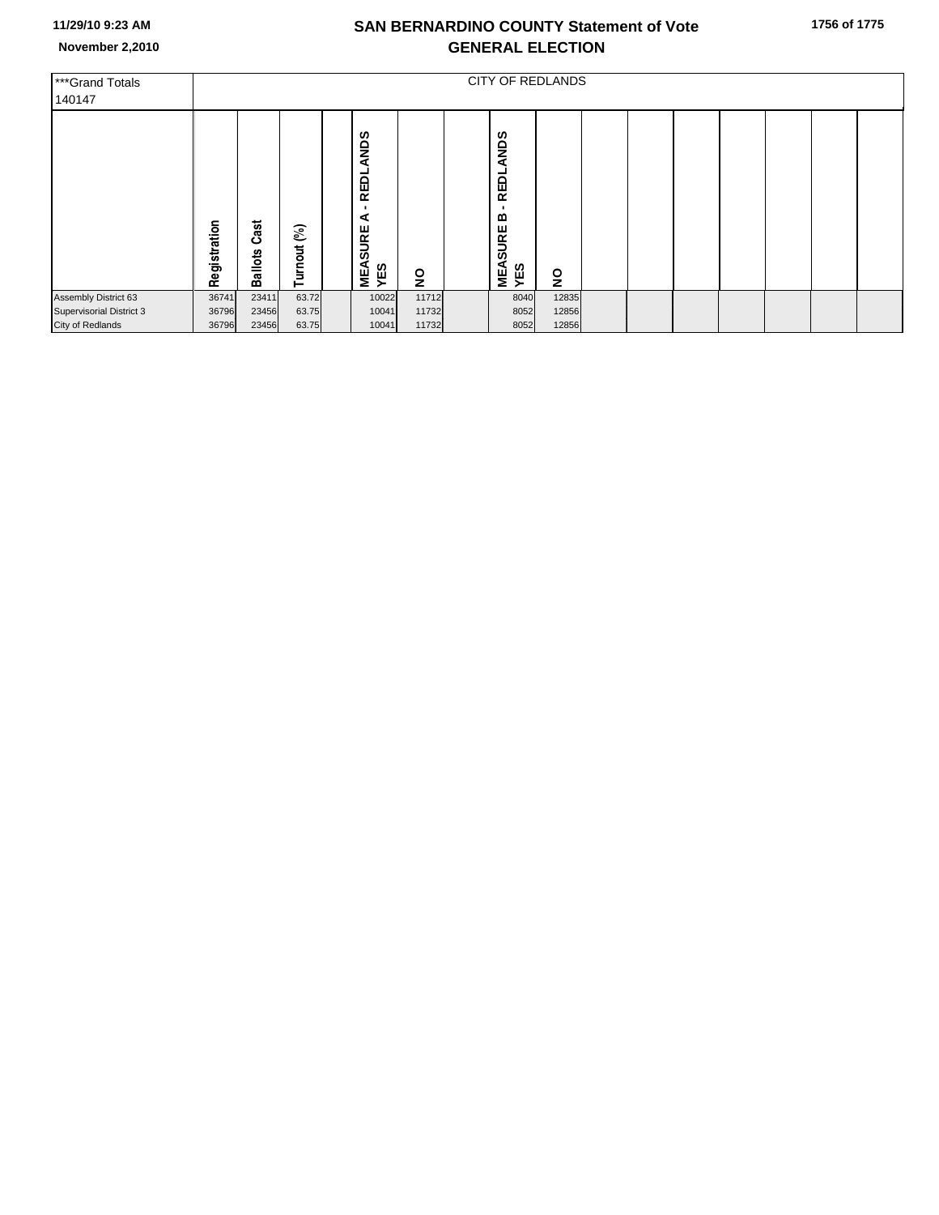# SAN BERNARDINO COUNTY Statement of Vote

## GENERAL ELECTION

November 2,2010

| ***Grand Totals 140147 | CITY OF REDLANDS | | | | | | | | | | | | | | | | |
|---|---|---|---|---|---|---|---|---|---|---|---|---|---|---|---|---|---|
| | Registration | Ballots Cast | Turnout (%) | | MEASURE A - REDLANDS YES | NO | | MEASURE B - REDLANDS YES | NO | | | | | | | | |
| Assembly District 63 | 36741 | 23411 | 63.72 | | 10022 | 11712 | | 8040 | 12835 | | | | | | | | |
| Supervisorial District 3 | 36796 | 23456 | 63.75 | | 10041 | 11732 | | 8052 | 12856 | | | | | | | | |
| City of Redlands | 36796 | 23456 | 63.75 | | 10041 | 11732 | | 8052 | 12856 | | | | | | | | |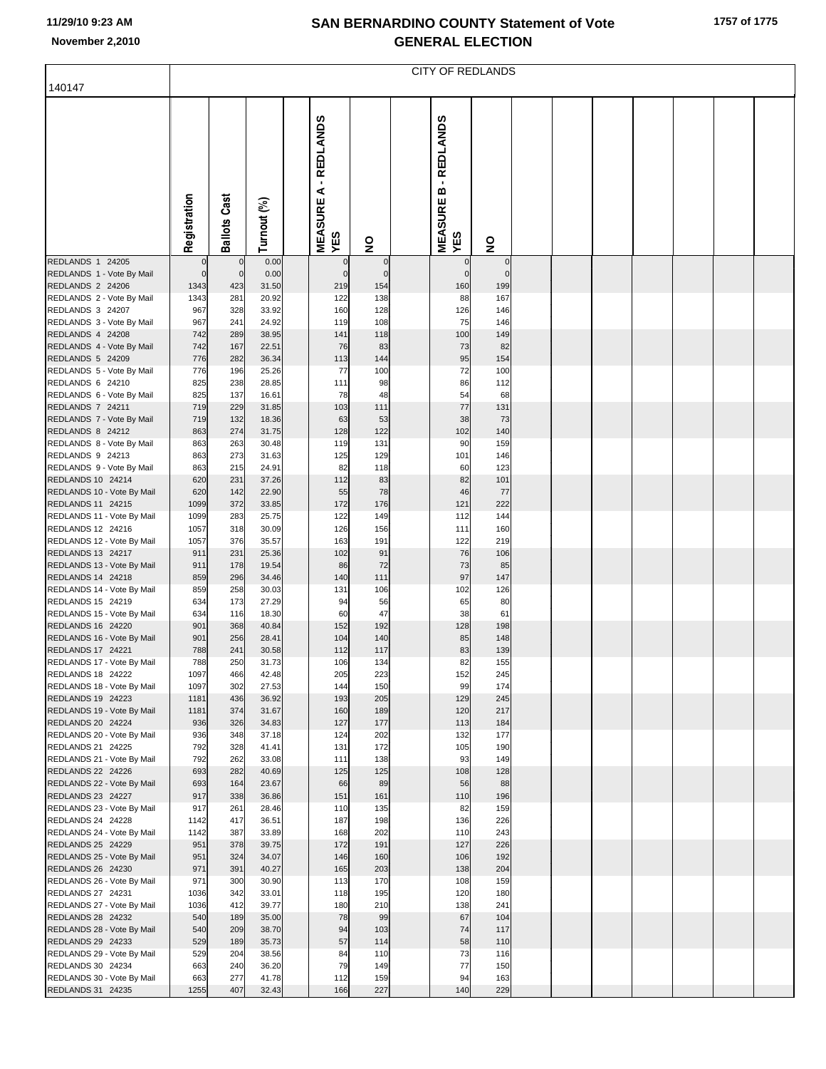# SAN BERNARDINO COUNTY Statement of Vote
## GENERAL ELECTION

11/29/10 9:23 AM
November 2,2010

140147

CITY OF REDLANDS

| | Registration | Ballots Cast | Turnout (%) | MEASURE A - REDLANDS YES | NO | MEASURE B - REDLANDS YES | NO |
|---|---|---|---|---|---|---|---|
| REDLANDS 1 24205 | 0 | 0 | 0.00 | 0 | 0 | 0 | 0 |
| REDLANDS 1 - Vote By Mail | 0 | 0 | 0.00 | 0 | 0 | 0 | 0 |
| REDLANDS 2 24206 | 1343 | 423 | 31.50 | 219 | 154 | 160 | 199 |
| REDLANDS 2 - Vote By Mail | 1343 | 281 | 20.92 | 122 | 138 | 88 | 167 |
| REDLANDS 3 24207 | 967 | 328 | 33.92 | 160 | 128 | 126 | 146 |
| REDLANDS 3 - Vote By Mail | 967 | 241 | 24.92 | 119 | 108 | 75 | 146 |
| REDLANDS 4 24208 | 742 | 289 | 38.95 | 141 | 118 | 100 | 149 |
| REDLANDS 4 - Vote By Mail | 742 | 167 | 22.51 | 76 | 83 | 73 | 82 |
| REDLANDS 5 24209 | 776 | 282 | 36.34 | 113 | 144 | 95 | 154 |
| REDLANDS 5 - Vote By Mail | 776 | 196 | 25.26 | 77 | 100 | 72 | 100 |
| REDLANDS 6 24210 | 825 | 238 | 28.85 | 111 | 98 | 86 | 112 |
| REDLANDS 6 - Vote By Mail | 825 | 137 | 16.61 | 78 | 48 | 54 | 68 |
| REDLANDS 7 24211 | 719 | 229 | 31.85 | 103 | 111 | 77 | 131 |
| REDLANDS 7 - Vote By Mail | 719 | 132 | 18.36 | 63 | 53 | 38 | 73 |
| REDLANDS 8 24212 | 863 | 274 | 31.75 | 128 | 122 | 102 | 140 |
| REDLANDS 8 - Vote By Mail | 863 | 263 | 30.48 | 119 | 131 | 90 | 159 |
| REDLANDS 9 24213 | 863 | 273 | 31.63 | 125 | 129 | 101 | 146 |
| REDLANDS 9 - Vote By Mail | 863 | 215 | 24.91 | 82 | 118 | 60 | 123 |
| REDLANDS 10 24214 | 620 | 231 | 37.26 | 112 | 83 | 82 | 101 |
| REDLANDS 10 - Vote By Mail | 620 | 142 | 22.90 | 55 | 78 | 46 | 77 |
| REDLANDS 11 24215 | 1099 | 372 | 33.85 | 172 | 176 | 121 | 222 |
| REDLANDS 11 - Vote By Mail | 1099 | 283 | 25.75 | 122 | 149 | 112 | 144 |
| REDLANDS 12 24216 | 1057 | 318 | 30.09 | 126 | 156 | 111 | 160 |
| REDLANDS 12 - Vote By Mail | 1057 | 376 | 35.57 | 163 | 191 | 122 | 219 |
| REDLANDS 13 24217 | 911 | 231 | 25.36 | 102 | 91 | 76 | 106 |
| REDLANDS 13 - Vote By Mail | 911 | 178 | 19.54 | 86 | 72 | 73 | 85 |
| REDLANDS 14 24218 | 859 | 296 | 34.46 | 140 | 111 | 97 | 147 |
| REDLANDS 14 - Vote By Mail | 859 | 258 | 30.03 | 131 | 106 | 102 | 126 |
| REDLANDS 15 24219 | 634 | 173 | 27.29 | 94 | 56 | 65 | 80 |
| REDLANDS 15 - Vote By Mail | 634 | 116 | 18.30 | 60 | 47 | 38 | 61 |
| REDLANDS 16 24220 | 901 | 368 | 40.84 | 152 | 192 | 128 | 198 |
| REDLANDS 16 - Vote By Mail | 901 | 256 | 28.41 | 104 | 140 | 85 | 148 |
| REDLANDS 17 24221 | 788 | 241 | 30.58 | 112 | 117 | 83 | 139 |
| REDLANDS 17 - Vote By Mail | 788 | 250 | 31.73 | 106 | 134 | 82 | 155 |
| REDLANDS 18 24222 | 1097 | 466 | 42.48 | 205 | 223 | 152 | 245 |
| REDLANDS 18 - Vote By Mail | 1097 | 302 | 27.53 | 144 | 150 | 99 | 174 |
| REDLANDS 19 24223 | 1181 | 436 | 36.92 | 193 | 205 | 129 | 245 |
| REDLANDS 19 - Vote By Mail | 1181 | 374 | 31.67 | 160 | 189 | 120 | 217 |
| REDLANDS 20 24224 | 936 | 326 | 34.83 | 127 | 177 | 113 | 184 |
| REDLANDS 20 - Vote By Mail | 936 | 348 | 37.18 | 124 | 202 | 132 | 177 |
| REDLANDS 21 24225 | 792 | 328 | 41.41 | 131 | 172 | 105 | 190 |
| REDLANDS 21 - Vote By Mail | 792 | 262 | 33.08 | 111 | 138 | 93 | 149 |
| REDLANDS 22 24226 | 693 | 282 | 40.69 | 125 | 125 | 108 | 128 |
| REDLANDS 22 - Vote By Mail | 693 | 164 | 23.67 | 66 | 89 | 56 | 88 |
| REDLANDS 23 24227 | 917 | 338 | 36.86 | 151 | 161 | 110 | 196 |
| REDLANDS 23 - Vote By Mail | 917 | 261 | 28.46 | 110 | 135 | 82 | 159 |
| REDLANDS 24 24228 | 1142 | 417 | 36.51 | 187 | 198 | 136 | 226 |
| REDLANDS 24 - Vote By Mail | 1142 | 387 | 33.89 | 168 | 202 | 110 | 243 |
| REDLANDS 25 24229 | 951 | 378 | 39.75 | 172 | 191 | 127 | 226 |
| REDLANDS 25 - Vote By Mail | 951 | 324 | 34.07 | 146 | 160 | 106 | 192 |
| REDLANDS 26 24230 | 971 | 391 | 40.27 | 165 | 203 | 138 | 204 |
| REDLANDS 26 - Vote By Mail | 971 | 300 | 30.90 | 113 | 170 | 108 | 159 |
| REDLANDS 27 24231 | 1036 | 342 | 33.01 | 118 | 195 | 120 | 180 |
| REDLANDS 27 - Vote By Mail | 1036 | 412 | 39.77 | 180 | 210 | 138 | 241 |
| REDLANDS 28 24232 | 540 | 189 | 35.00 | 78 | 99 | 67 | 104 |
| REDLANDS 28 - Vote By Mail | 540 | 209 | 38.70 | 94 | 103 | 74 | 117 |
| REDLANDS 29 24233 | 529 | 189 | 35.73 | 57 | 114 | 58 | 110 |
| REDLANDS 29 - Vote By Mail | 529 | 204 | 38.56 | 84 | 110 | 73 | 116 |
| REDLANDS 30 24234 | 663 | 240 | 36.20 | 79 | 149 | 77 | 150 |
| REDLANDS 30 - Vote By Mail | 663 | 277 | 41.78 | 112 | 159 | 94 | 163 |
| REDLANDS 31 24235 | 1255 | 407 | 32.43 | 166 | 227 | 140 | 229 |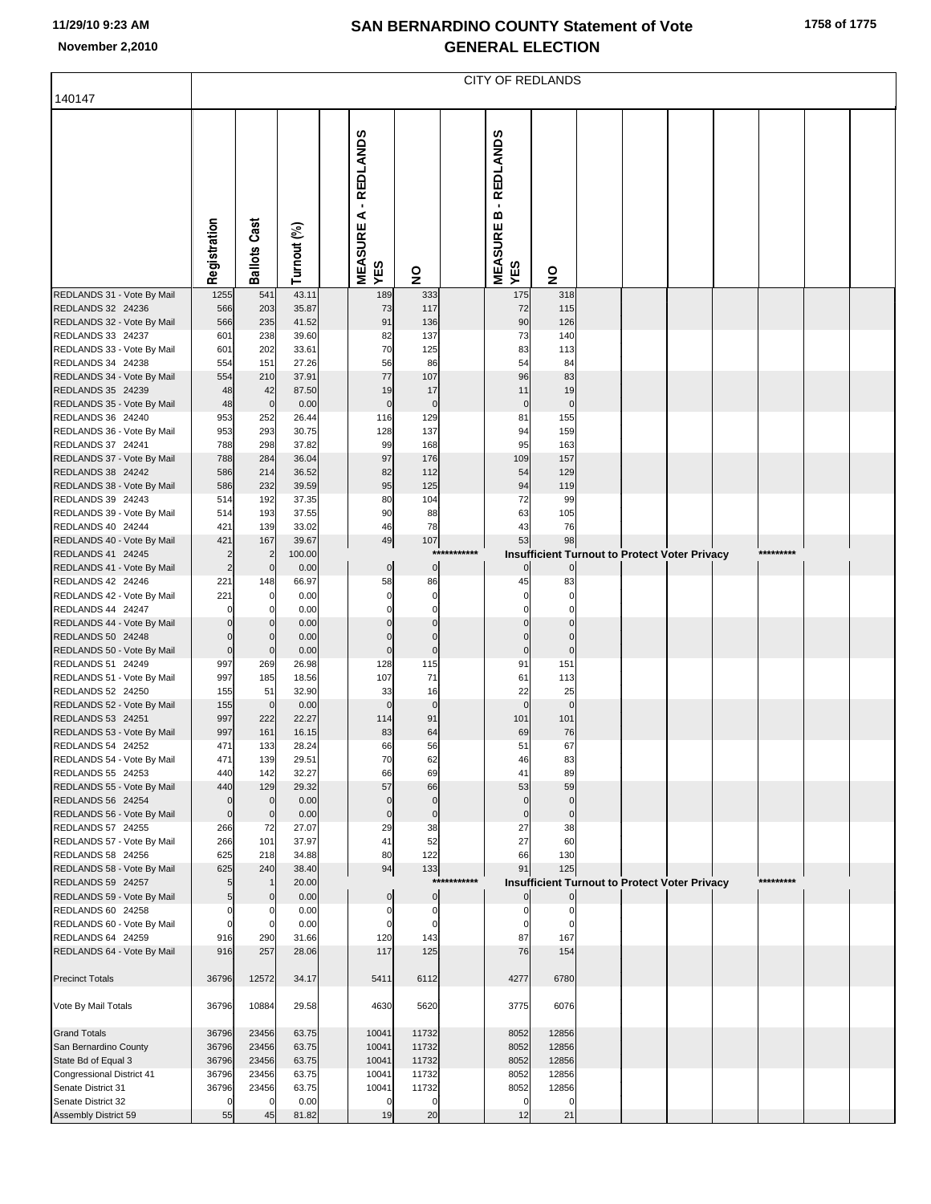# SAN BERNARDINO COUNTY Statement of Vote GENERAL ELECTION

November 2,2010

140147

CITY OF REDLANDS

| | Registration | Ballots Cast | Turnout (%) | | MEASURE A - REDLANDS YES | NO | | MEASURE B - REDLANDS YES | NO |
|---|---|---|---|---|---|---|---|---|---|
| REDLANDS 31 - Vote By Mail | 1255 | 541 | 43.11 | | 189 | 333 | | 175 | 318 |
| REDLANDS 32 24236 | 566 | 203 | 35.87 | | 73 | 117 | | 72 | 115 |
| REDLANDS 32 - Vote By Mail | 566 | 235 | 41.52 | | 91 | 136 | | 90 | 126 |
| REDLANDS 33 24237 | 601 | 238 | 39.60 | | 82 | 137 | | 73 | 140 |
| REDLANDS 33 - Vote By Mail | 601 | 202 | 33.61 | | 70 | 125 | | 83 | 113 |
| REDLANDS 34 24238 | 554 | 151 | 27.26 | | 56 | 86 | | 54 | 84 |
| REDLANDS 34 - Vote By Mail | 554 | 210 | 37.91 | | 77 | 107 | | 96 | 83 |
| REDLANDS 35 24239 | 48 | 42 | 87.50 | | 19 | 17 | | 11 | 19 |
| REDLANDS 35 - Vote By Mail | 48 | 0 | 0.00 | | 0 | 0 | | 0 | 0 |
| REDLANDS 36 24240 | 953 | 252 | 26.44 | | 116 | 129 | | 81 | 155 |
| REDLANDS 36 - Vote By Mail | 953 | 293 | 30.75 | | 128 | 137 | | 94 | 159 |
| REDLANDS 37 24241 | 788 | 298 | 37.82 | | 99 | 168 | | 95 | 163 |
| REDLANDS 37 - Vote By Mail | 788 | 284 | 36.04 | | 97 | 176 | | 109 | 157 |
| REDLANDS 38 24242 | 586 | 214 | 36.52 | | 82 | 112 | | 54 | 129 |
| REDLANDS 38 - Vote By Mail | 586 | 232 | 39.59 | | 95 | 125 | | 94 | 119 |
| REDLANDS 39 24243 | 514 | 192 | 37.35 | | 80 | 104 | | 72 | 99 |
| REDLANDS 39 - Vote By Mail | 514 | 193 | 37.55 | | 90 | 88 | | 63 | 105 |
| REDLANDS 40 24244 | 421 | 139 | 33.02 | | 46 | 78 | | 43 | 76 |
| REDLANDS 40 - Vote By Mail | 421 | 167 | 39.67 | | 49 | 107 | | 53 | 98 |
| REDLANDS 41 24245 | 2 | 2 | 100.00 | | | | *********** | Insufficient Turnout to Protect Voter Privacy | ********* |
| REDLANDS 41 - Vote By Mail | 2 | 0 | 0.00 | | 0 | 0 | | 0 | 0 |
| REDLANDS 42 24246 | 221 | 148 | 66.97 | | 58 | 86 | | 45 | 83 |
| REDLANDS 42 - Vote By Mail | 221 | 0 | 0.00 | | 0 | 0 | | 0 | 0 |
| REDLANDS 44 24247 | 0 | 0 | 0.00 | | 0 | 0 | | 0 | 0 |
| REDLANDS 44 - Vote By Mail | 0 | 0 | 0.00 | | 0 | 0 | | 0 | 0 |
| REDLANDS 50 24248 | 0 | 0 | 0.00 | | 0 | 0 | | 0 | 0 |
| REDLANDS 50 - Vote By Mail | 0 | 0 | 0.00 | | 0 | 0 | | 0 | 0 |
| REDLANDS 51 24249 | 997 | 269 | 26.98 | | 128 | 115 | | 91 | 151 |
| REDLANDS 51 - Vote By Mail | 997 | 185 | 18.56 | | 107 | 71 | | 61 | 113 |
| REDLANDS 52 24250 | 155 | 51 | 32.90 | | 33 | 16 | | 22 | 25 |
| REDLANDS 52 - Vote By Mail | 155 | 0 | 0.00 | | 0 | 0 | | 0 | 0 |
| REDLANDS 53 24251 | 997 | 222 | 22.27 | | 114 | 91 | | 101 | 101 |
| REDLANDS 53 - Vote By Mail | 997 | 161 | 16.15 | | 83 | 64 | | 69 | 76 |
| REDLANDS 54 24252 | 471 | 133 | 28.24 | | 66 | 56 | | 51 | 67 |
| REDLANDS 54 - Vote By Mail | 471 | 139 | 29.51 | | 70 | 62 | | 46 | 83 |
| REDLANDS 55 24253 | 440 | 142 | 32.27 | | 66 | 69 | | 41 | 89 |
| REDLANDS 55 - Vote By Mail | 440 | 129 | 29.32 | | 57 | 66 | | 53 | 59 |
| REDLANDS 56 24254 | 0 | 0 | 0.00 | | 0 | 0 | | 0 | 0 |
| REDLANDS 56 - Vote By Mail | 0 | 0 | 0.00 | | 0 | 0 | | 0 | 0 |
| REDLANDS 57 24255 | 266 | 72 | 27.07 | | 29 | 38 | | 27 | 38 |
| REDLANDS 57 - Vote By Mail | 266 | 101 | 37.97 | | 41 | 52 | | 27 | 60 |
| REDLANDS 58 24256 | 625 | 218 | 34.88 | | 80 | 122 | | 66 | 130 |
| REDLANDS 58 - Vote By Mail | 625 | 240 | 38.40 | | 94 | 133 | | 91 | 125 |
| REDLANDS 59 24257 | 5 | 1 | 20.00 | | | | *********** | Insufficient Turnout to Protect Voter Privacy | ********* |
| REDLANDS 59 - Vote By Mail | 5 | 0 | 0.00 | | 0 | 0 | | 0 | 0 |
| REDLANDS 60 24258 | 0 | 0 | 0.00 | | 0 | 0 | | 0 | 0 |
| REDLANDS 60 - Vote By Mail | 0 | 0 | 0.00 | | 0 | 0 | | 0 | 0 |
| REDLANDS 64 24259 | 916 | 290 | 31.66 | | 120 | 143 | | 87 | 167 |
| REDLANDS 64 - Vote By Mail | 916 | 257 | 28.06 | | 117 | 125 | | 76 | 154 |
| Precinct Totals | 36796 | 12572 | 34.17 | | 5411 | 6112 | | 4277 | 6780 |
| Vote By Mail Totals | 36796 | 10884 | 29.58 | | 4630 | 5620 | | 3775 | 6076 |
| Grand Totals | 36796 | 23456 | 63.75 | | 10041 | 11732 | | 8052 | 12856 |
| San Bernardino County | 36796 | 23456 | 63.75 | | 10041 | 11732 | | 8052 | 12856 |
| State Bd of Equal 3 | 36796 | 23456 | 63.75 | | 10041 | 11732 | | 8052 | 12856 |
| Congressional District 41 | 36796 | 23456 | 63.75 | | 10041 | 11732 | | 8052 | 12856 |
| Senate District 31 | 36796 | 23456 | 63.75 | | 10041 | 11732 | | 8052 | 12856 |
| Senate District 32 | 0 | 0 | 0.00 | | 0 | 0 | | 0 | 0 |
| Assembly District 59 | 55 | 45 | 81.82 | | 19 | 20 | | 12 | 21 |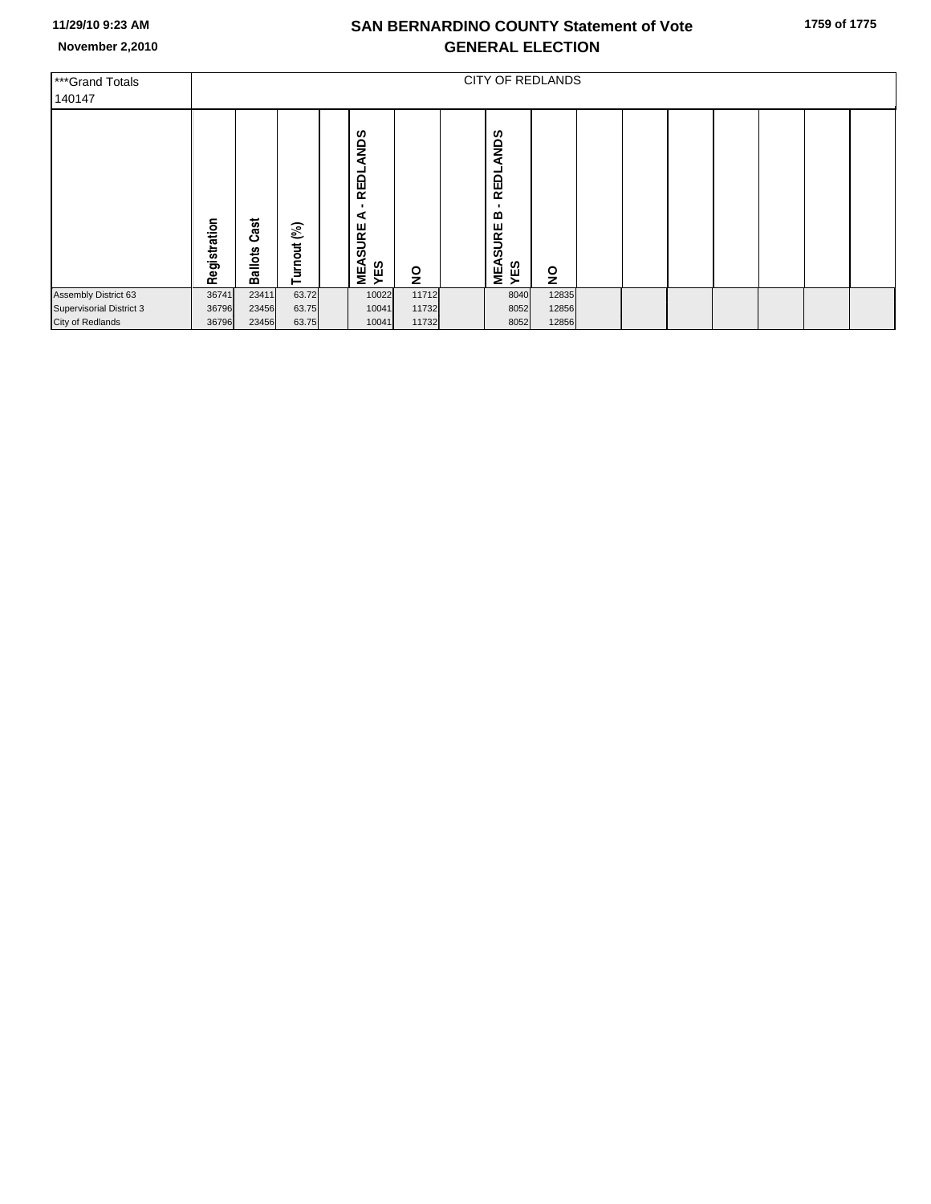**11/29/10 9:23 AM**

**November 2,2010**

# SAN BERNARDINO COUNTY Statement of Vote
## GENERAL ELECTION

| ***Grand Totals 140147 | CITY OF REDLANDS | | | | | | | | |
|---|---|---|---|---|---|---|---|---|---|
| | Registration | Ballots Cast | Turnout (%) | | MEASURE A - REDLANDS YES | NO | | MEASURE B - REDLANDS YES | NO |
| Assembly District 63 | 36741 | 23411 | 63.72 | | 10022 | 11712 | | 8040 | 12835 |
| Supervisorial District 3 | 36796 | 23456 | 63.75 | | 10041 | 11732 | | 8052 | 12856 |
| City of Redlands | 36796 | 23456 | 63.75 | | 10041 | 11732 | | 8052 | 12856 |